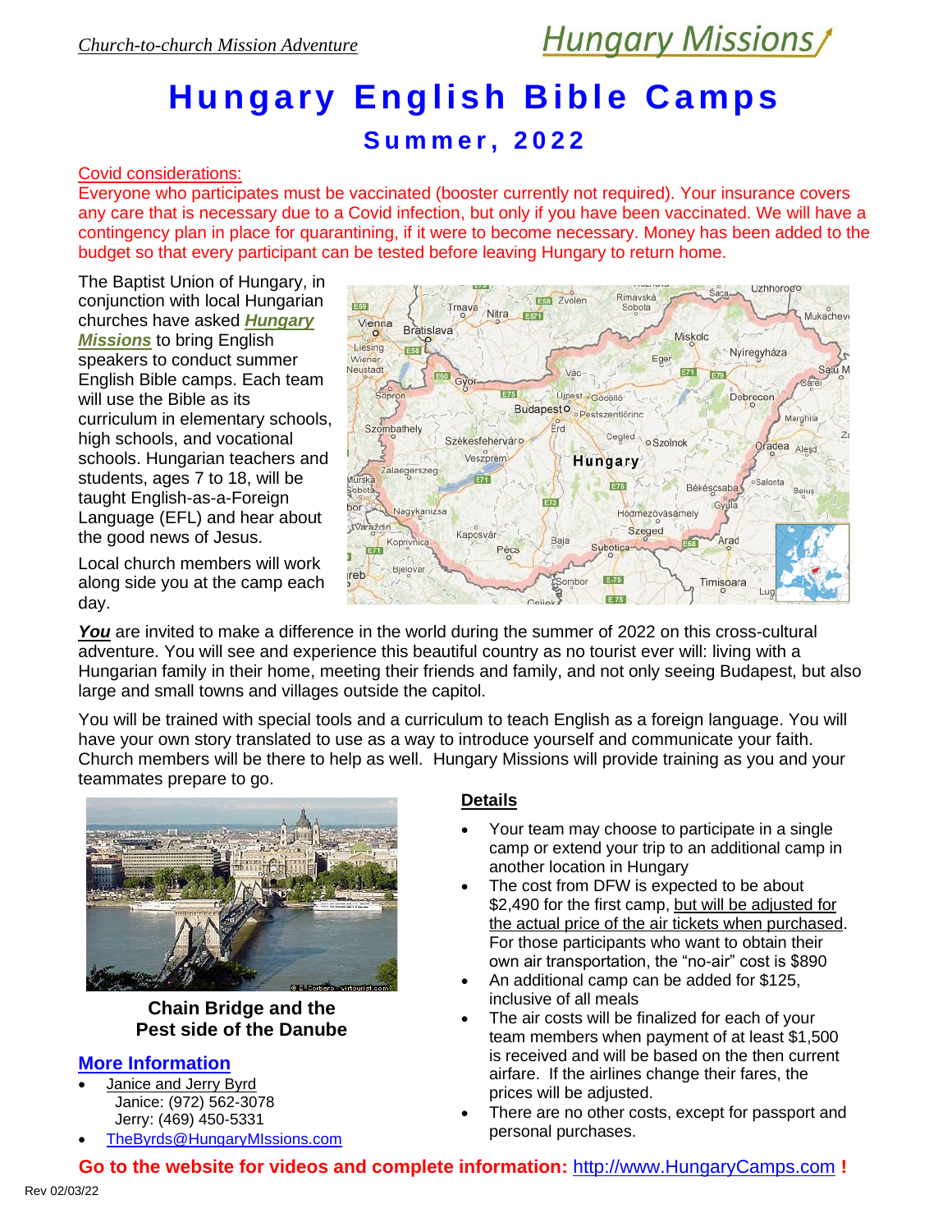*Church-to-church Mission Adventure*

Hungary Missions

# Hungary English Bible Camps

## Summer, 2022

Covid considerations:

Everyone who participates must be vaccinated (booster currently not required). Your insurance covers any care that is necessary due to a Covid infection, but only if you have been vaccinated. We will have a contingency plan in place for quarantining, if it were to become necessary. Money has been added to the budget so that every participant can be tested before leaving Hungary to return home.

The Baptist Union of Hungary, in conjunction with local Hungarian churches have asked ***Hungary Missions*** to bring English speakers to conduct summer English Bible camps. Each team will use the Bible as its curriculum in elementary schools, high schools, and vocational schools. Hungarian teachers and students, ages 7 to 18, will be taught English-as-a-Foreign Language (EFL) and hear about the good news of Jesus.

Local church members will work along side you at the camp each day.

***You*** are invited to make a difference in the world during the summer of 2022 on this cross-cultural adventure. You will see and experience this beautiful country as no tourist ever will: living with a Hungarian family in their home, meeting their friends and family, and not only seeing Budapest, but also large and small towns and villages outside the capitol.

You will be trained with special tools and a curriculum to teach English as a foreign language. You will have your own story translated to use as a way to introduce yourself and communicate your faith. Church members will be there to help as well. Hungary Missions will provide training as you and your teammates prepare to go.

**Chain Bridge and the Pest side of the Danube**

**More Information**

- Janice and Jerry Byrd
  Janice: (972) 562-3078
  Jerry: (469) 450-5331
- TheByrds@HungaryMIssions.com

**Details**

- Your team may choose to participate in a single camp or extend your trip to an additional camp in another location in Hungary
- The cost from DFW is expected to be about $2,490 for the first camp, but will be adjusted for the actual price of the air tickets when purchased. For those participants who want to obtain their own air transportation, the "no-air" cost is $890
- An additional camp can be added for $125, inclusive of all meals
- The air costs will be finalized for each of your team members when payment of at least $1,500 is received and will be based on the then current airfare. If the airlines change their fares, the prices will be adjusted.
- There are no other costs, except for passport and personal purchases.

**Go to the website for videos and complete information:** http://www.HungaryCamps.com **!**

Rev 02/03/22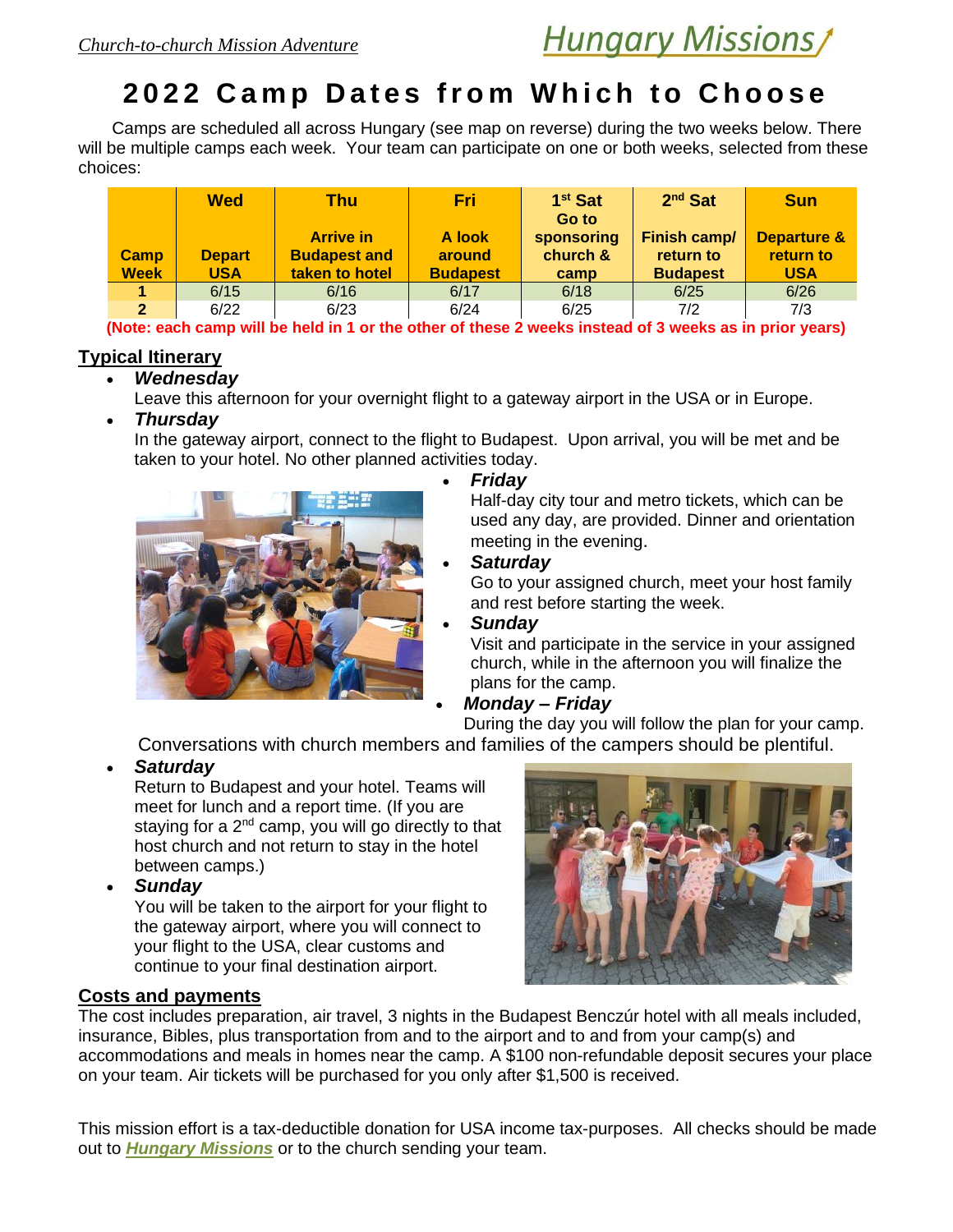*Church-to-church Mission Adventure*

Hungary Missions

# 2022 Camp Dates from Which to Choose

Camps are scheduled all across Hungary (see map on reverse) during the two weeks below. There will be multiple camps each week. Your team can participate on one or both weeks, selected from these choices:

| Camp Week | Wed<br>Depart USA | Thu<br>Arrive in Budapest and taken to hotel | Fri<br>A look around Budapest | 1st Sat<br>Go to sponsoring church & camp | 2nd Sat<br>Finish camp/ return to Budapest | Sun<br>Departure & return to USA |
|---|---|---|---|---|---|---|
| 1 | 6/15 | 6/16 | 6/17 | 6/18 | 6/25 | 6/26 |
| 2 | 6/22 | 6/23 | 6/24 | 6/25 | 7/2 | 7/3 |

**(Note: each camp will be held in 1 or the other of these 2 weeks instead of 3 weeks as in prior years)**

## Typical Itinerary

- ***Wednesday***
  Leave this afternoon for your overnight flight to a gateway airport in the USA or in Europe.
- ***Thursday***
  In the gateway airport, connect to the flight to Budapest. Upon arrival, you will be met and be taken to your hotel. No other planned activities today.
- ***Friday***
  Half-day city tour and metro tickets, which can be used any day, are provided. Dinner and orientation meeting in the evening.
- ***Saturday***
  Go to your assigned church, meet your host family and rest before starting the week.
- ***Sunday***
  Visit and participate in the service in your assigned church, while in the afternoon you will finalize the plans for the camp.
- ***Monday – Friday***
  During the day you will follow the plan for your camp. Conversations with church members and families of the campers should be plentiful.
- ***Saturday***
  Return to Budapest and your hotel. Teams will meet for lunch and a report time. (If you are staying for a 2nd camp, you will go directly to that host church and not return to stay in the hotel between camps.)
- ***Sunday***
  You will be taken to the airport for your flight to the gateway airport, where you will connect to your flight to the USA, clear customs and continue to your final destination airport.

## Costs and payments

The cost includes preparation, air travel, 3 nights in the Budapest Benczúr hotel with all meals included, insurance, Bibles, plus transportation from and to the airport and to and from your camp(s) and accommodations and meals in homes near the camp. A $100 non-refundable deposit secures your place on your team. Air tickets will be purchased for you only after $1,500 is received.

This mission effort is a tax-deductible donation for USA income tax-purposes. All checks should be made out to ***Hungary Missions*** or to the church sending your team.